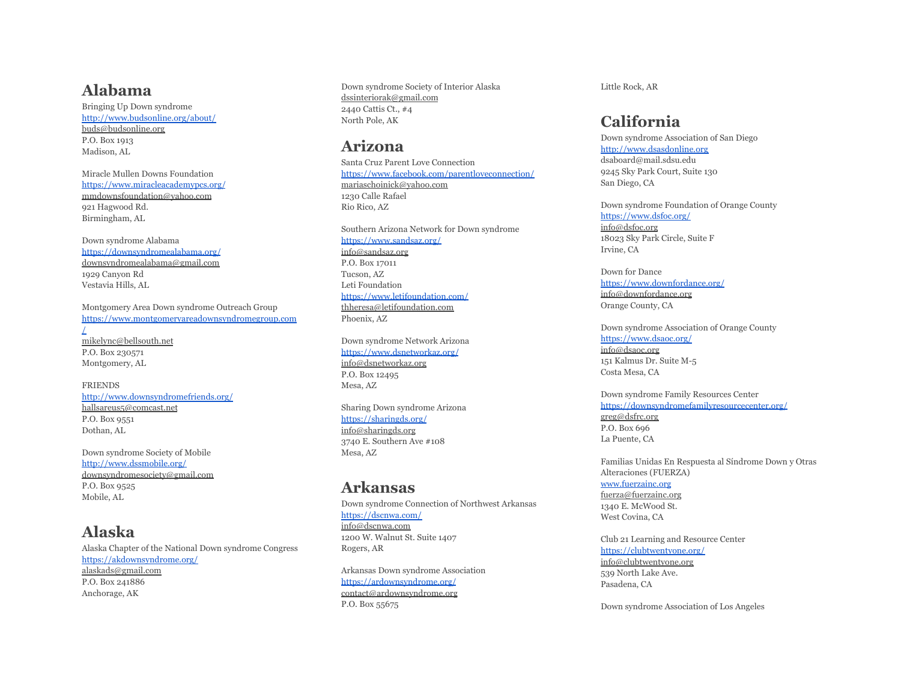# Alabama

Bringing Up Down syndrome
http://www.budsonline.org/about/
buds@budsonline.org
P.O. Box 1913
Madison, AL

Miracle Mullen Downs Foundation
https://www.miracleacademypcs.org/
mmdownsfoundation@yahoo.com
921 Hagwood Rd.
Birmingham, AL

Down syndrome Alabama
https://downsyndromealabama.org/
downsyndromealabama@gmail.com
1929 Canyon Rd
Vestavia Hills, AL

Montgomery Area Down syndrome Outreach Group
https://www.montgomeryareadownsyndromegroup.com/
mikelync@bellsouth.net
P.O. Box 230571
Montgomery, AL

FRIENDS
http://www.downsyndromefriends.org/
hallsareus5@comcast.net
P.O. Box 9551
Dothan, AL

Down syndrome Society of Mobile
http://www.dssmobile.org/
downsyndromesociety@gmail.com
P.O. Box 9525
Mobile, AL

# Alaska

Alaska Chapter of the National Down syndrome Congress
https://akdownsyndrome.org/
alaskads@gmail.com
P.O. Box 241886
Anchorage, AK

Down syndrome Society of Interior Alaska
dssinteriorak@gmail.com
2440 Cattis Ct., #4
North Pole, AK

# Arizona

Santa Cruz Parent Love Connection
https://www.facebook.com/parentloveconnection/
mariaschoinick@yahoo.com
1230 Calle Rafael
Rio Rico, AZ

Southern Arizona Network for Down syndrome
https://www.sandsaz.org/
info@sandsaz.org
P.O. Box 17011
Tucson, AZ
Leti Foundation
https://www.letifoundation.com/
thheresa@letifoundation.com
Phoenix, AZ

Down syndrome Network Arizona
https://www.dsnetworkaz.org/
info@dsnetworkaz.org
P.O. Box 12495
Mesa, AZ

Sharing Down syndrome Arizona
https://sharingds.org/
info@sharingds.org
3740 E. Southern Ave #108
Mesa, AZ

# Arkansas

Down syndrome Connection of Northwest Arkansas
https://dscnwa.com/
info@dscnwa.com
1200 W. Walnut St. Suite 1407
Rogers, AR

Arkansas Down syndrome Association
https://ardownsyndrome.org/
contact@ardownsyndrome.org
P.O. Box 55675
Little Rock, AR

# California

Down syndrome Association of San Diego
http://www.dsasdonline.org
dsaboard@mail.sdsu.edu
9245 Sky Park Court, Suite 130
San Diego, CA

Down syndrome Foundation of Orange County
https://www.dsfoc.org/
info@dsfoc.org
18023 Sky Park Circle, Suite F
Irvine, CA

Down for Dance
https://www.downfordance.org/
info@downfordance.org
Orange County, CA

Down syndrome Association of Orange County
https://www.dsaoc.org/
info@dsaoc.org
151 Kalmus Dr. Suite M-5
Costa Mesa, CA

Down syndrome Family Resources Center
https://downsyndromefamilyresourcecenter.org/
greg@dsfrc.org
P.O. Box 696
La Puente, CA

Familias Unidas En Respuesta al Síndrome Down y Otras Alteraciones (FUERZA)
www.fuerzainc.org
fuerza@fuerzainc.org
1340 E. McWood St.
West Covina, CA

Club 21 Learning and Resource Center
https://clubtwentyone.org/
info@clubtwentyone.org
539 North Lake Ave.
Pasadena, CA

Down syndrome Association of Los Angeles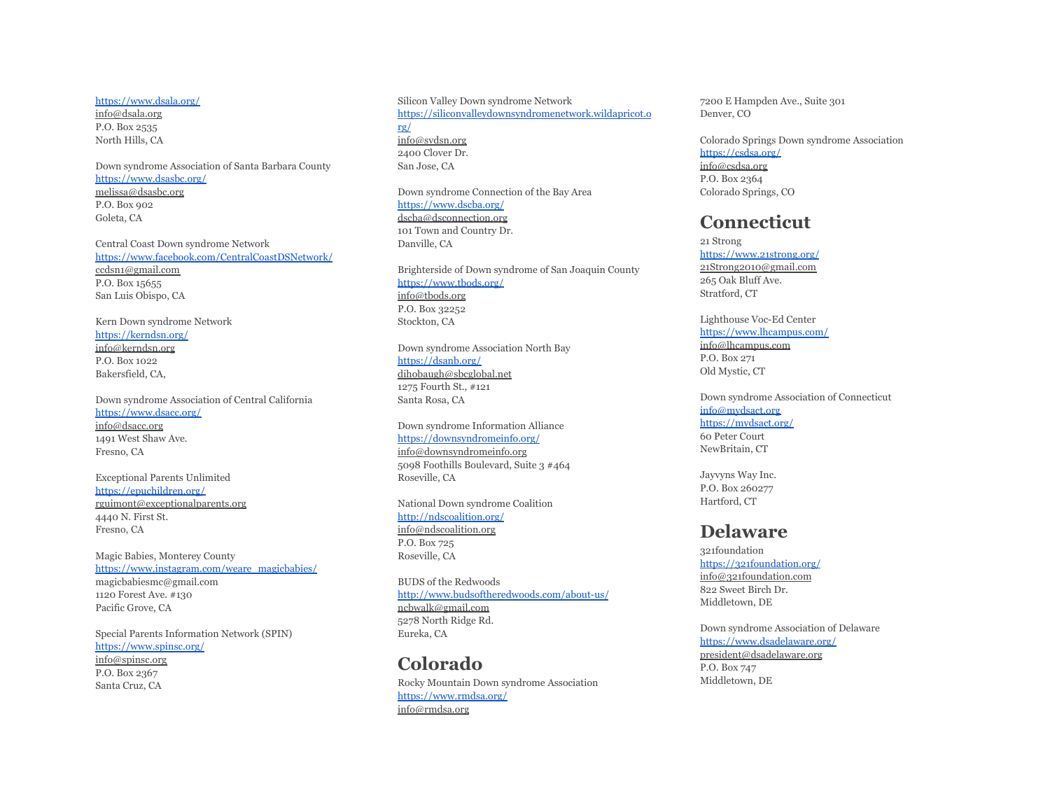https://www.dsala.org/
info@dsala.org
P.O. Box 2535
North Hills, CA

Down syndrome Association of Santa Barbara County
https://www.dsasbc.org/
melissa@dsasbc.org
P.O. Box 902
Goleta, CA

Central Coast Down syndrome Network
https://www.facebook.com/CentralCoastDSNetwork/
ccdsn1@gmail.com
P.O. Box 15655
San Luis Obispo, CA

Kern Down syndrome Network
https://kerndsn.org/
info@kerndsn.org
P.O. Box 1022
Bakersfield, CA,

Down syndrome Association of Central California
https://www.dsacc.org/
info@dsacc.org
1491 West Shaw Ave.
Fresno, CA

Exceptional Parents Unlimited
https://epuchildren.org/
rguimont@exceptionalparents.org
4440 N. First St.
Fresno, CA

Magic Babies, Monterey County
https://www.instagram.com/weare_magicbabies/
magicbabiesmc@gmail.com
1120 Forest Ave. #130
Pacific Grove, CA

Special Parents Information Network (SPIN)
https://www.spinsc.org/
info@spinsc.org
P.O. Box 2367
Santa Cruz, CA

Silicon Valley Down syndrome Network
https://siliconvalleydownsyndromenetwork.wildapricot.org/
info@svdsn.org
2400 Clover Dr.
San Jose, CA

Down syndrome Connection of the Bay Area
https://www.dscba.org/
dscba@dsconnection.org
101 Town and Country Dr.
Danville, CA

Brighterside of Down syndrome of San Joaquin County
https://www.tbods.org/
info@tbods.org
P.O. Box 32252
Stockton, CA

Down syndrome Association North Bay
https://dsanb.org/
dihobaugh@sbcglobal.net
1275 Fourth St., #121
Santa Rosa, CA

Down syndrome Information Alliance
https://downsyndromeinfo.org/
info@downsyndromeinfo.org
5098 Foothills Boulevard, Suite 3 #464
Roseville, CA

National Down syndrome Coalition
http://ndscoalition.org/
info@ndscoalition.org
P.O. Box 725
Roseville, CA

BUDS of the Redwoods
http://www.budsoftheredwoods.com/about-us/
ncbwalk@gmail.com
5278 North Ridge Rd.
Eureka, CA

# Colorado

Rocky Mountain Down syndrome Association
https://www.rmdsa.org/
info@rmdsa.org
7200 E Hampden Ave., Suite 301
Denver, CO

Colorado Springs Down syndrome Association
https://csdsa.org/
info@csdsa.org
P.O. Box 2364
Colorado Springs, CO

# Connecticut

21 Strong
https://www.21strong.org/
21Strong2010@gmail.com
265 Oak Bluff Ave.
Stratford, CT

Lighthouse Voc-Ed Center
https://www.lhcampus.com/
info@lhcampus.com
P.O. Box 271
Old Mystic, CT

Down syndrome Association of Connecticut
info@mydsact.org
https://mydsact.org/
60 Peter Court
NewBritain, CT

Jayvyns Way Inc.
P.O. Box 260277
Hartford, CT

# Delaware

321foundation
https://321foundation.org/
info@321foundation.com
822 Sweet Birch Dr.
Middletown, DE

Down syndrome Association of Delaware
https://www.dsadelaware.org/
president@dsadelaware.org
P.O. Box 747
Middletown, DE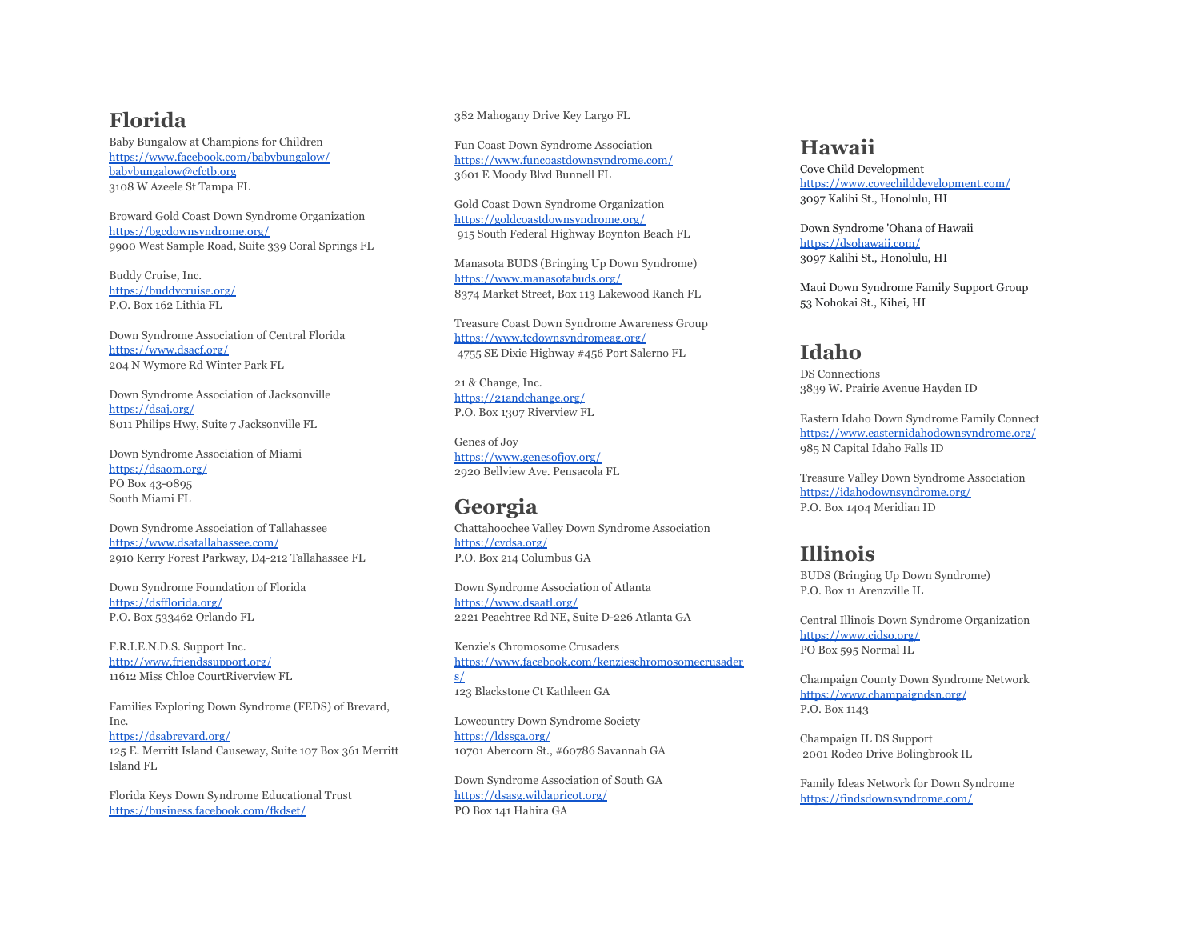# Florida

Baby Bungalow at Champions for Children
https://www.facebook.com/babybungalow/
babybungalow@cfctb.org
3108 W Azeele St Tampa FL

Broward Gold Coast Down Syndrome Organization
https://bgcdownsyndrome.org/
9900 West Sample Road, Suite 339 Coral Springs FL

Buddy Cruise, Inc.
https://buddycruise.org/
P.O. Box 162 Lithia FL

Down Syndrome Association of Central Florida
https://www.dsacf.org/
204 N Wymore Rd Winter Park FL

Down Syndrome Association of Jacksonville
https://dsaj.org/
8011 Philips Hwy, Suite 7 Jacksonville FL

Down Syndrome Association of Miami
https://dsaom.org/
PO Box 43-0895
South Miami FL

Down Syndrome Association of Tallahassee
https://www.dsatallahassee.com/
2910 Kerry Forest Parkway, D4-212 Tallahassee FL

Down Syndrome Foundation of Florida
https://dsffflorida.org/
P.O. Box 533462 Orlando FL

F.R.I.E.N.D.S. Support Inc.
http://www.friendssupport.org/
11612 Miss Chloe CourtRiverview FL

Families Exploring Down Syndrome (FEDS) of Brevard, Inc.
https://dsabrevard.org/
125 E. Merritt Island Causeway, Suite 107 Box 361 Merritt Island FL

Florida Keys Down Syndrome Educational Trust
https://business.facebook.com/fkdset/
382 Mahogany Drive Key Largo FL

Fun Coast Down Syndrome Association
https://www.funcoastdownsyndrome.com/
3601 E Moody Blvd Bunnell FL

Gold Coast Down Syndrome Organization
https://goldcoastdownsyndrome.org/
915 South Federal Highway Boynton Beach FL

Manasota BUDS (Bringing Up Down Syndrome)
https://www.manasotabuds.org/
8374 Market Street, Box 113 Lakewood Ranch FL

Treasure Coast Down Syndrome Awareness Group
https://www.tcdownsyndromeag.org/
4755 SE Dixie Highway #456 Port Salerno FL

21 & Change, Inc.
https://21andchange.org/
P.O. Box 1307 Riverview FL

Genes of Joy
https://www.genesofjoy.org/
2920 Bellview Ave. Pensacola FL

# Georgia

Chattahoochee Valley Down Syndrome Association
https://cvdsa.org/
P.O. Box 214 Columbus GA

Down Syndrome Association of Atlanta
https://www.dsaatl.org/
2221 Peachtree Rd NE, Suite D-226 Atlanta GA

Kenzie's Chromosome Crusaders
https://www.facebook.com/kenzieschromosomecrusaders/
123 Blackstone Ct Kathleen GA

Lowcountry Down Syndrome Society
https://ldssga.org/
10701 Abercorn St., #60786 Savannah GA

Down Syndrome Association of South GA
https://dsasg.wildapricot.org/
PO Box 141 Hahira GA

# Hawaii

Cove Child Development
https://www.covechilddevelopment.com/
3097 Kalihi St., Honolulu, HI

Down Syndrome 'Ohana of Hawaii
https://dsohawaii.com/
3097 Kalihi St., Honolulu, HI

Maui Down Syndrome Family Support Group
53 Nohokai St., Kihei, HI

# Idaho

DS Connections
3839 W. Prairie Avenue Hayden ID

Eastern Idaho Down Syndrome Family Connect
https://www.easternidahodownsyndrome.org/
985 N Capital Idaho Falls ID

Treasure Valley Down Syndrome Association
https://idahodownsyndrome.org/
P.O. Box 1404 Meridian ID

# Illinois

BUDS (Bringing Up Down Syndrome)
P.O. Box 11 Arenzville IL

Central Illinois Down Syndrome Organization
https://www.cidso.org/
PO Box 595 Normal IL

Champaign County Down Syndrome Network
https://www.champaigndsn.org/
P.O. Box 1143

Champaign IL DS Support
2001 Rodeo Drive Bolingbrook IL

Family Ideas Network for Down Syndrome
https://findsdownsyndrome.com/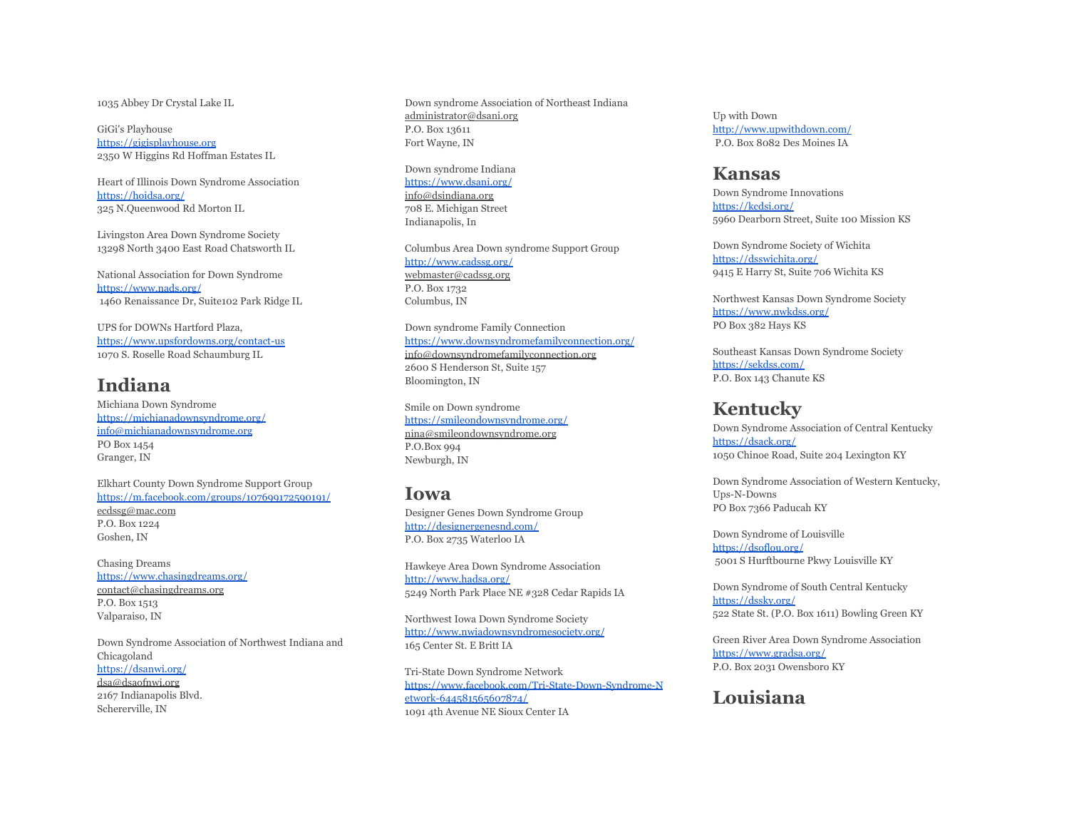1035 Abbey Dr Crystal Lake IL

GiGi's Playhouse
https://gigisplayhouse.org
2350 W Higgins Rd Hoffman Estates IL

Heart of Illinois Down Syndrome Association
https://hoidsa.org/
325 N.Queenwood Rd Morton IL

Livingston Area Down Syndrome Society
13298 North 3400 East Road Chatsworth IL

National Association for Down Syndrome
https://www.nads.org/
1460 Renaissance Dr, Suite102 Park Ridge IL

UPS for DOWNs Hartford Plaza,
https://www.upsfordowns.org/contact-us
1070 S. Roselle Road Schaumburg IL

## Indiana

Michiana Down Syndrome
https://michianadownsyndrome.org/
info@michianadownsyndrome.org
PO Box 1454
Granger, IN

Elkhart County Down Syndrome Support Group
https://m.facebook.com/groups/107699172590191/
ecdssg@mac.com
P.O. Box 1224
Goshen, IN

Chasing Dreams
https://www.chasingdreams.org/
contact@chasingdreams.org
P.O. Box 1513
Valparaiso, IN

Down Syndrome Association of Northwest Indiana and Chicagoland
https://dsanwi.org/
dsa@dsaofnwi.org
2167 Indianapolis Blvd.
Schererville, IN

Down syndrome Association of Northeast Indiana
administrator@dsani.org
P.O. Box 13611
Fort Wayne, IN

Down syndrome Indiana
https://www.dsani.org/
info@dsindiana.org
708 E. Michigan Street
Indianapolis, In

Columbus Area Down syndrome Support Group
http://www.cadssg.org/
webmaster@cadssg.org
P.O. Box 1732
Columbus, IN

Down syndrome Family Connection
https://www.downsyndromefamilyconnection.org/
info@downsyndromefamilyconnection.org
2600 S Henderson St, Suite 157
Bloomington, IN

Smile on Down syndrome
https://smileondownsyndrome.org/
nina@smileondownsyndrome.org
P.O.Box 994
Newburgh, IN

## Iowa

Designer Genes Down Syndrome Group
http://designergenesnd.com/
P.O. Box 2735 Waterloo IA

Hawkeye Area Down Syndrome Association
http://www.hadsa.org/
5249 North Park Place NE #328 Cedar Rapids IA

Northwest Iowa Down Syndrome Society
http://www.nwiadownsyndromesociety.org/
165 Center St. E Britt IA

Tri-State Down Syndrome Network
https://www.facebook.com/Tri-State-Down-Syndrome-Network-644581565607874/
1091 4th Avenue NE Sioux Center IA

Up with Down
http://www.upwithdown.com/
P.O. Box 8082 Des Moines IA

## Kansas

Down Syndrome Innovations
https://kcdsi.org/
5960 Dearborn Street, Suite 100 Mission KS

Down Syndrome Society of Wichita
https://dsswichita.org/
9415 E Harry St, Suite 706 Wichita KS

Northwest Kansas Down Syndrome Society
https://www.nwkdss.org/
PO Box 382 Hays KS

Southeast Kansas Down Syndrome Society
https://sekdss.com/
P.O. Box 143 Chanute KS

## Kentucky

Down Syndrome Association of Central Kentucky
https://dsack.org/
1050 Chinoe Road, Suite 204 Lexington KY

Down Syndrome Association of Western Kentucky, Ups-N-Downs
PO Box 7366 Paducah KY

Down Syndrome of Louisville
https://dsoflou.org/
5001 S Hurftbourne Pkwy Louisville KY

Down Syndrome of South Central Kentucky
https://dssky.org/
522 State St. (P.O. Box 1611) Bowling Green KY

Green River Area Down Syndrome Association
https://www.gradsa.org/
P.O. Box 2031 Owensboro KY

## Louisiana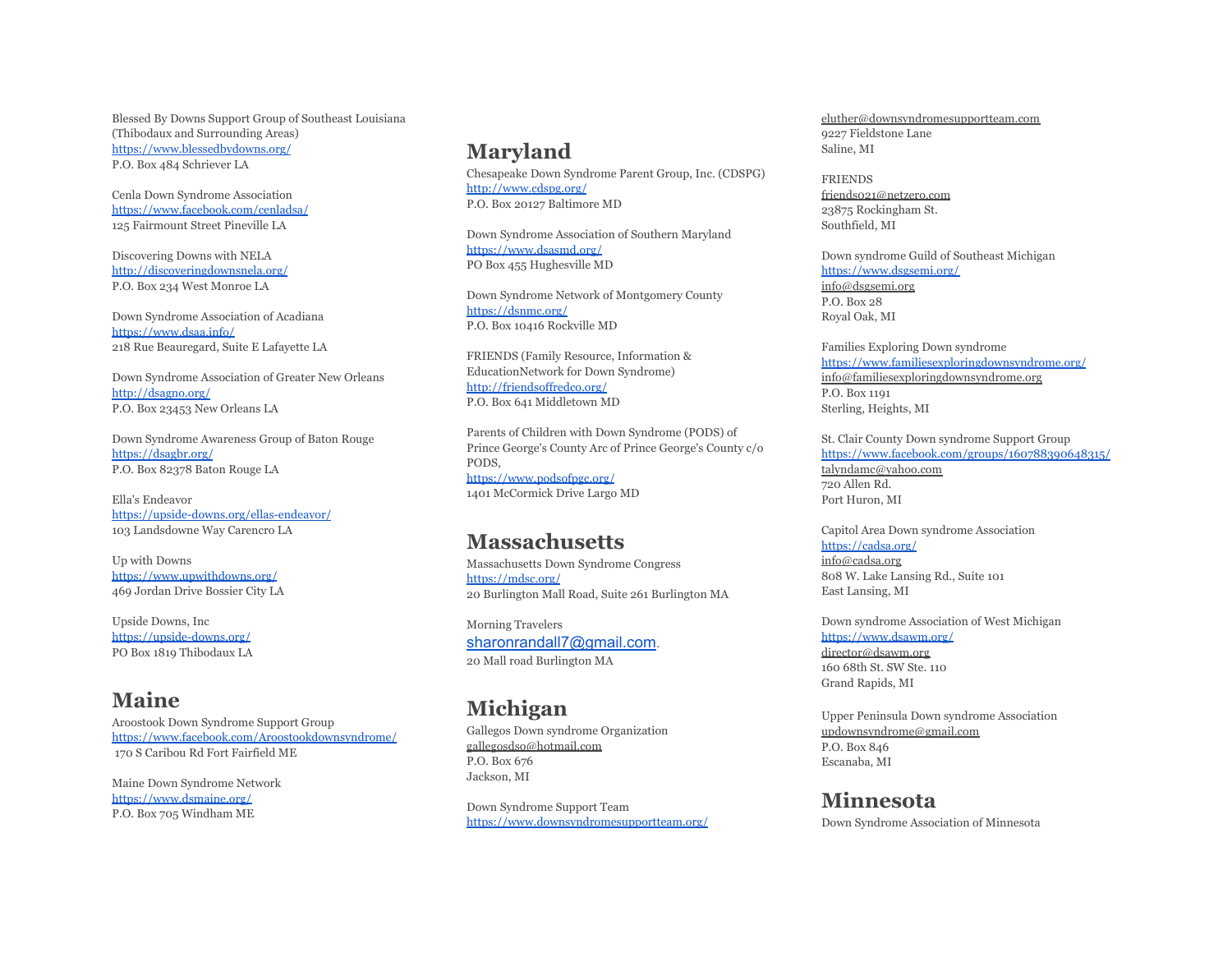Blessed By Downs Support Group of Southeast Louisiana (Thibodaux and Surrounding Areas)
https://www.blessedbydowns.org/
P.O. Box 484 Schriever LA

Cenla Down Syndrome Association
https://www.facebook.com/cenladsa/
125 Fairmount Street Pineville LA

Discovering Downs with NELA
http://discoveringdownsnela.org/
P.O. Box 234 West Monroe LA

Down Syndrome Association of Acadiana
https://www.dsaa.info/
218 Rue Beauregard, Suite E Lafayette LA

Down Syndrome Association of Greater New Orleans
http://dsagno.org/
P.O. Box 23453 New Orleans LA

Down Syndrome Awareness Group of Baton Rouge
https://dsagbr.org/
P.O. Box 82378 Baton Rouge LA

Ella's Endeavor
https://upside-downs.org/ellas-endeavor/
103 Landsdowne Way Carencro LA

Up with Downs
https://www.upwithdowns.org/
469 Jordan Drive Bossier City LA

Upside Downs, Inc
https://upside-downs.org/
PO Box 1819 Thibodaux LA

## Maine

Aroostook Down Syndrome Support Group
https://www.facebook.com/Aroostookdownsyndrome/
170 S Caribou Rd Fort Fairfield ME

Maine Down Syndrome Network
https://www.dsmaine.org/
P.O. Box 705 Windham ME

## Maryland

Chesapeake Down Syndrome Parent Group, Inc. (CDSPG)
http://www.cdspg.org/
P.O. Box 20127 Baltimore MD

Down Syndrome Association of Southern Maryland
https://www.dsasmd.org/
PO Box 455 Hughesville MD

Down Syndrome Network of Montgomery County
https://dsnmc.org/
P.O. Box 10416 Rockville MD

FRIENDS (Family Resource, Information & EducationNetwork for Down Syndrome)
http://friendsoffredco.org/
P.O. Box 641 Middletown MD

Parents of Children with Down Syndrome (PODS) of Prince George's County Arc of Prince George's County c/o PODS,
https://www.podsofpgc.org/
1401 McCormick Drive Largo MD

## Massachusetts

Massachusetts Down Syndrome Congress
https://mdsc.org/
20 Burlington Mall Road, Suite 261 Burlington MA

Morning Travelers
sharonrandall7@gmail.com.
20 Mall road Burlington MA

## Michigan

Gallegos Down syndrome Organization
gallegosdso@hotmail.com
P.O. Box 676
Jackson, MI

Down Syndrome Support Team
https://www.downsyndromesupportteam.org/
eluther@downsyndromesupportteam.com
9227 Fieldstone Lane
Saline, MI

FRIENDS
friends021@netzero.com
23875 Rockingham St.
Southfield, MI

Down syndrome Guild of Southeast Michigan
https://www.dsgsemi.org/
info@dsgsemi.org
P.O. Box 28
Royal Oak, MI

Families Exploring Down syndrome
https://www.familiesexploringdownsyndrome.org/
info@familiesexploringdownsyndrome.org
P.O. Box 1191
Sterling, Heights, MI

St. Clair County Down syndrome Support Group
https://www.facebook.com/groups/160788390648315/
talyndamc@yahoo.com
720 Allen Rd.
Port Huron, MI

Capitol Area Down syndrome Association
https://cadsa.org/
info@cadsa.org
808 W. Lake Lansing Rd., Suite 101
East Lansing, MI

Down syndrome Association of West Michigan
https://www.dsawm.org/
director@dsawm.org
160 68th St. SW Ste. 110
Grand Rapids, MI

Upper Peninsula Down syndrome Association
updownsyndrome@gmail.com
P.O. Box 846
Escanaba, MI

## Minnesota

Down Syndrome Association of Minnesota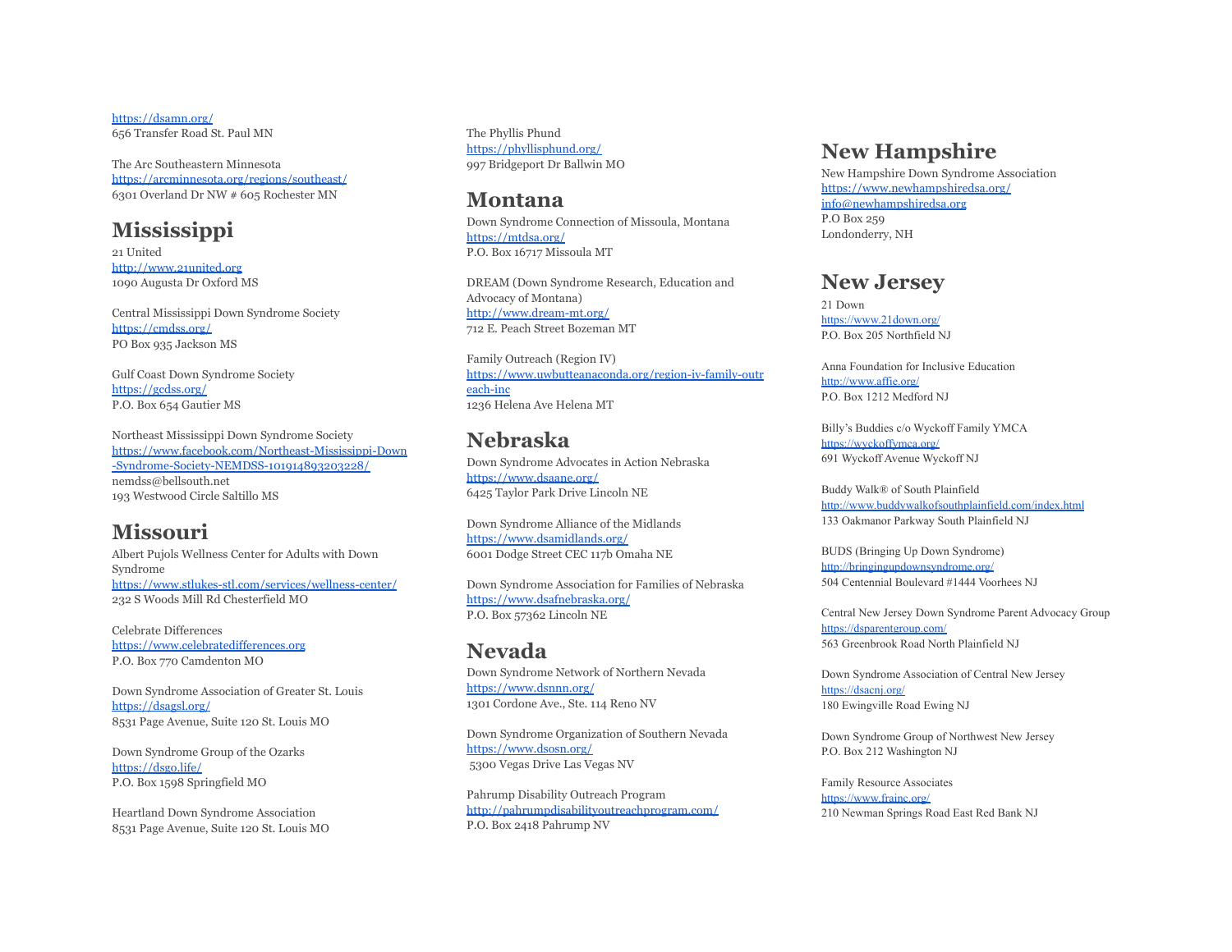https://dsamn.org/
656 Transfer Road St. Paul MN

The Arc Southeastern Minnesota
https://arcminnesota.org/regions/southeast/
6301 Overland Dr NW # 605 Rochester MN

## Mississippi

21 United
http://www.21united.org
1090 Augusta Dr Oxford MS

Central Mississippi Down Syndrome Society
https://cmdss.org/
PO Box 935 Jackson MS

Gulf Coast Down Syndrome Society
https://gcdss.org/
P.O. Box 654 Gautier MS

Northeast Mississippi Down Syndrome Society
https://www.facebook.com/Northeast-Mississippi-Down-Syndrome-Society-NEMDSS-101914893203228/
nemdss@bellsouth.net
193 Westwood Circle Saltillo MS

## Missouri

Albert Pujols Wellness Center for Adults with Down Syndrome
https://www.stlukes-stl.com/services/wellness-center/
232 S Woods Mill Rd Chesterfield MO

Celebrate Differences
https://www.celebratedifferences.org
P.O. Box 770 Camdenton MO

Down Syndrome Association of Greater St. Louis
https://dsagsl.org/
8531 Page Avenue, Suite 120 St. Louis MO

Down Syndrome Group of the Ozarks
https://dsgo.life/
P.O. Box 1598 Springfield MO

Heartland Down Syndrome Association
8531 Page Avenue, Suite 120 St. Louis MO

The Phyllis Phund
https://phyllisphund.org/
997 Bridgeport Dr Ballwin MO

## Montana

Down Syndrome Connection of Missoula, Montana
https://mtdsa.org/
P.O. Box 16717 Missoula MT

DREAM (Down Syndrome Research, Education and Advocacy of Montana)
http://www.dream-mt.org/
712 E. Peach Street Bozeman MT

Family Outreach (Region IV)
https://www.uwbutteanaconda.org/region-iv-family-outreach-inc
1236 Helena Ave Helena MT

## Nebraska

Down Syndrome Advocates in Action Nebraska
https://www.dsaane.org/
6425 Taylor Park Drive Lincoln NE

Down Syndrome Alliance of the Midlands
https://www.dsamidlands.org/
6001 Dodge Street CEC 117b Omaha NE

Down Syndrome Association for Families of Nebraska
https://www.dsafnebraska.org/
P.O. Box 57362 Lincoln NE

## Nevada

Down Syndrome Network of Northern Nevada
https://www.dsnnn.org/
1301 Cordone Ave., Ste. 114 Reno NV

Down Syndrome Organization of Southern Nevada
https://www.dsosn.org/
5300 Vegas Drive Las Vegas NV

Pahrump Disability Outreach Program
http://pahrumpdisabilityoutreachprogram.com/
P.O. Box 2418 Pahrump NV

## New Hampshire

New Hampshire Down Syndrome Association
https://www.newhampshiredsa.org/
info@newhampshiredsa.org
P.O Box 259
Londonderry, NH

## New Jersey

21 Down
https://www.21down.org/
P.O. Box 205 Northfield NJ

Anna Foundation for Inclusive Education
http://www.affie.org/
P.O. Box 1212 Medford NJ

Billy's Buddies c/o Wyckoff Family YMCA
https://wyckoffymca.org/
691 Wyckoff Avenue Wyckoff NJ

Buddy Walk® of South Plainfield
http://www.buddywalkofsouthplainfield.com/index.html
133 Oakmanor Parkway South Plainfield NJ

BUDS (Bringing Up Down Syndrome)
http://bringingupdownsyndrome.org/
504 Centennial Boulevard #1444 Voorhees NJ

Central New Jersey Down Syndrome Parent Advocacy Group
https://dsparentgroup.com/
563 Greenbrook Road North Plainfield NJ

Down Syndrome Association of Central New Jersey
https://dsacnj.org/
180 Ewingville Road Ewing NJ

Down Syndrome Group of Northwest New Jersey
P.O. Box 212 Washington NJ

Family Resource Associates
https://www.frainc.org/
210 Newman Springs Road East Red Bank NJ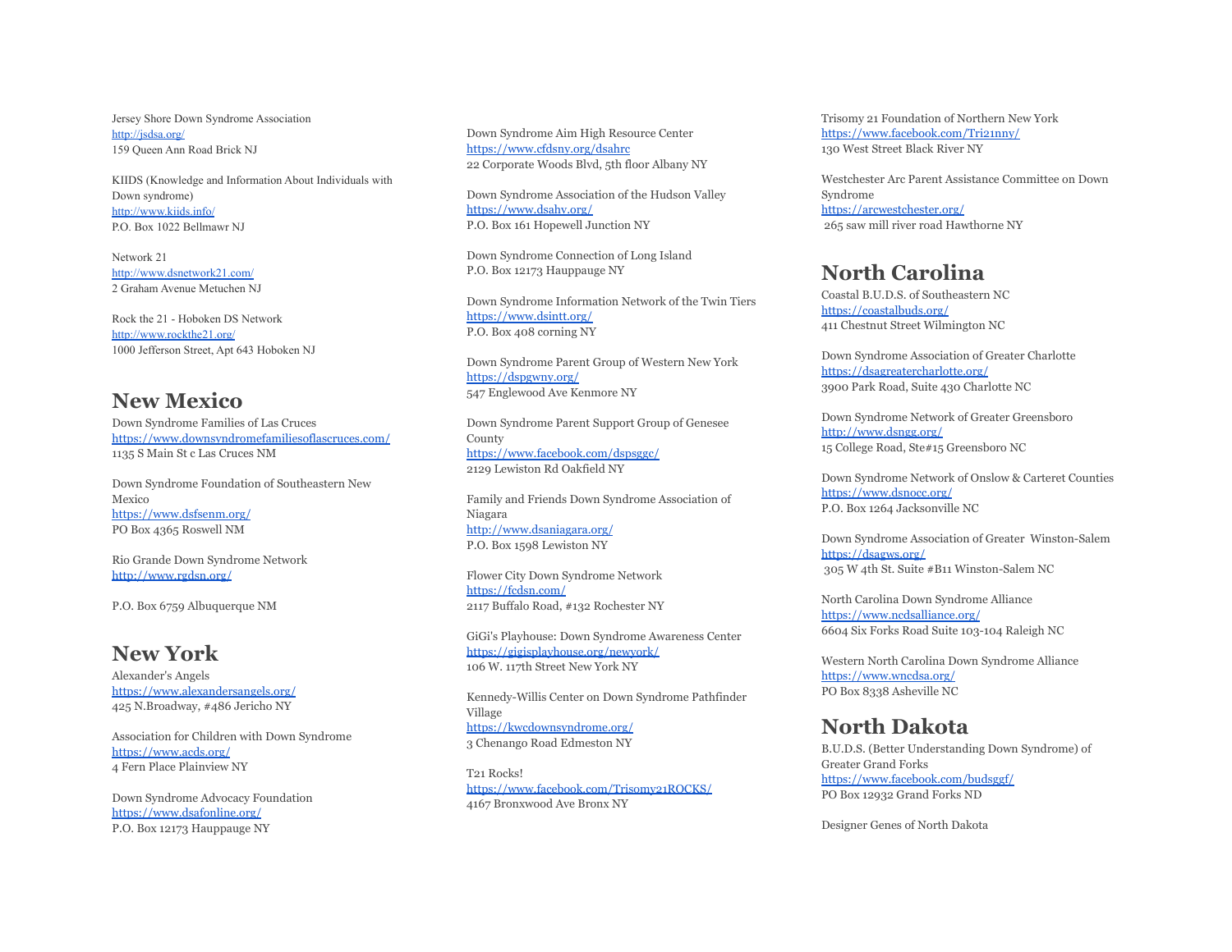Jersey Shore Down Syndrome Association
http://jsdsa.org/
159 Queen Ann Road Brick NJ

KIIDS (Knowledge and Information About Individuals with Down syndrome)
http://www.kiids.info/
P.O. Box 1022 Bellmawr NJ

Network 21
http://www.dsnetwork21.com/
2 Graham Avenue Metuchen NJ

Rock the 21 - Hoboken DS Network
http://www.rockthe21.org/
1000 Jefferson Street, Apt 643 Hoboken NJ

## New Mexico

Down Syndrome Families of Las Cruces
https://www.downsyndromefamiliesoflascruces.com/
1135 S Main St c Las Cruces NM

Down Syndrome Foundation of Southeastern New Mexico
https://www.dsfsenm.org/
PO Box 4365 Roswell NM

Rio Grande Down Syndrome Network
http://www.rgdsn.org/

P.O. Box 6759 Albuquerque NM

## New York

Alexander's Angels
https://www.alexandersangels.org/
425 N.Broadway, #486 Jericho NY

Association for Children with Down Syndrome
https://www.acds.org/
4 Fern Place Plainview NY

Down Syndrome Advocacy Foundation
https://www.dsafonline.org/
P.O. Box 12173 Hauppauge NY

Down Syndrome Aim High Resource Center
https://www.cfdsny.org/dsahrc
22 Corporate Woods Blvd, 5th floor Albany NY

Down Syndrome Association of the Hudson Valley
https://www.dsahv.org/
P.O. Box 161 Hopewell Junction NY

Down Syndrome Connection of Long Island
P.O. Box 12173 Hauppauge NY

Down Syndrome Information Network of the Twin Tiers
https://www.dsintt.org/
P.O. Box 408 corning NY

Down Syndrome Parent Group of Western New York
https://dspgwny.org/
547 Englewood Ave Kenmore NY

Down Syndrome Parent Support Group of Genesee County
https://www.facebook.com/dspsggc/
2129 Lewiston Rd Oakfield NY

Family and Friends Down Syndrome Association of Niagara
http://www.dsaniagara.org/
P.O. Box 1598 Lewiston NY

Flower City Down Syndrome Network
https://fcdsn.com/
2117 Buffalo Road, #132 Rochester NY

GiGi's Playhouse: Down Syndrome Awareness Center
https://gigisplayhouse.org/newyork/
106 W. 117th Street New York NY

Kennedy-Willis Center on Down Syndrome Pathfinder Village
https://kwcdownsyndrome.org/
3 Chenango Road Edmeston NY

T21 Rocks!
https://www.facebook.com/Trisomy21ROCKS/
4167 Bronxwood Ave Bronx NY

Trisomy 21 Foundation of Northern New York
https://www.facebook.com/Tri21nny/
130 West Street Black River NY

Westchester Arc Parent Assistance Committee on Down Syndrome
https://arcwestchester.org/
265 saw mill river road Hawthorne NY

## North Carolina

Coastal B.U.D.S. of Southeastern NC
https://coastalbuds.org/
411 Chestnut Street Wilmington NC

Down Syndrome Association of Greater Charlotte
https://dsagreatercharlotte.org/
3900 Park Road, Suite 430 Charlotte NC

Down Syndrome Network of Greater Greensboro
http://www.dsngg.org/
15 College Road, Ste#15 Greensboro NC

Down Syndrome Network of Onslow & Carteret Counties
https://www.dsnocc.org/
P.O. Box 1264 Jacksonville NC

Down Syndrome Association of Greater Winston-Salem
https://dsagws.org/
305 W 4th St. Suite #B11 Winston-Salem NC

North Carolina Down Syndrome Alliance
https://www.ncdsalliance.org/
6604 Six Forks Road Suite 103-104 Raleigh NC

Western North Carolina Down Syndrome Alliance
https://www.wncdsa.org/
PO Box 8338 Asheville NC

## North Dakota

B.U.D.S. (Better Understanding Down Syndrome) of Greater Grand Forks
https://www.facebook.com/budsggf/
PO Box 12932 Grand Forks ND

Designer Genes of North Dakota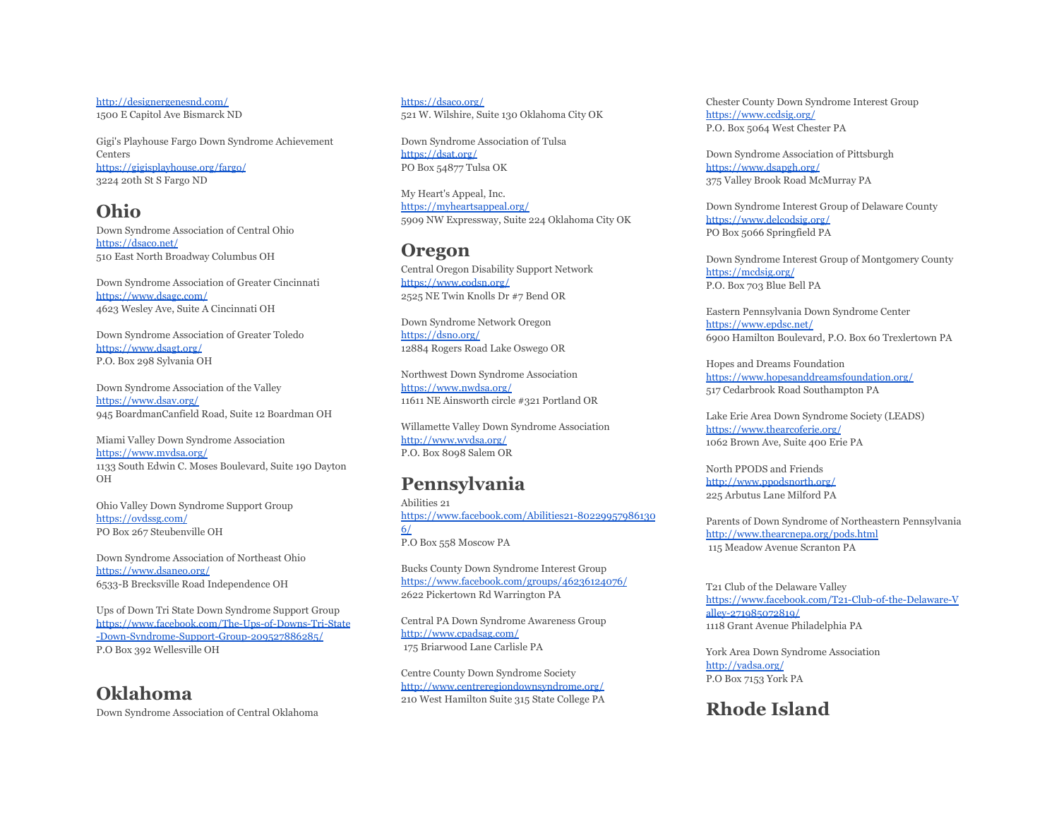http://designergenesnd.com/
1500 E Capitol Ave Bismarck ND

Gigi's Playhouse Fargo Down Syndrome Achievement Centers
https://gigisplayhouse.org/fargo/
3224 20th St S Fargo ND

## Ohio

Down Syndrome Association of Central Ohio
https://dsaco.net/
510 East North Broadway Columbus OH

Down Syndrome Association of Greater Cincinnati
https://www.dsagc.com/
4623 Wesley Ave, Suite A Cincinnati OH

Down Syndrome Association of Greater Toledo
https://www.dsagt.org/
P.O. Box 298 Sylvania OH

Down Syndrome Association of the Valley
https://www.dsav.org/
945 BoardmanCanfield Road, Suite 12 Boardman OH

Miami Valley Down Syndrome Association
https://www.mvdsa.org/
1133 South Edwin C. Moses Boulevard, Suite 190 Dayton OH

Ohio Valley Down Syndrome Support Group
https://ovdssg.com/
PO Box 267 Steubenville OH

Down Syndrome Association of Northeast Ohio
https://www.dsaneo.org/
6533-B Brecksville Road Independence OH

Ups of Down Tri State Down Syndrome Support Group
https://www.facebook.com/The-Ups-of-Downs-Tri-State-Down-Syndrome-Support-Group-209527886285/
P.O Box 392 Wellesville OH

## Oklahoma

Down Syndrome Association of Central Oklahoma
https://dsaco.org/
521 W. Wilshire, Suite 130 Oklahoma City OK

Down Syndrome Association of Tulsa
https://dsat.org/
PO Box 54877 Tulsa OK

My Heart's Appeal, Inc.
https://myheartsappeal.org/
5909 NW Expressway, Suite 224 Oklahoma City OK

## Oregon

Central Oregon Disability Support Network
https://www.codsn.org/
2525 NE Twin Knolls Dr #7 Bend OR

Down Syndrome Network Oregon
https://dsno.org/
12884 Rogers Road Lake Oswego OR

Northwest Down Syndrome Association
https://www.nwdsa.org/
11611 NE Ainsworth circle #321 Portland OR

Willamette Valley Down Syndrome Association
http://www.wvdsa.org/
P.O. Box 8098 Salem OR

## Pennsylvania

Abilities 21
https://www.facebook.com/Abilities21-802299579861306/
P.O Box 558 Moscow PA

Bucks County Down Syndrome Interest Group
https://www.facebook.com/groups/46236124076/
2622 Pickertown Rd Warrington PA

Central PA Down Syndrome Awareness Group
http://www.cpadsag.com/
175 Briarwood Lane Carlisle PA

Centre County Down Syndrome Society
http://www.centreregiondownsyndrome.org/
210 West Hamilton Suite 315 State College PA

Chester County Down Syndrome Interest Group
https://www.ccdsig.org/
P.O. Box 5064 West Chester PA

Down Syndrome Association of Pittsburgh
https://www.dsapgh.org/
375 Valley Brook Road McMurray PA

Down Syndrome Interest Group of Delaware County
https://www.delcodsig.org/
PO Box 5066 Springfield PA

Down Syndrome Interest Group of Montgomery County
https://mcdsig.org/
P.O. Box 703 Blue Bell PA

Eastern Pennsylvania Down Syndrome Center
https://www.epdsc.net/
6900 Hamilton Boulevard, P.O. Box 60 Trexlertown PA

Hopes and Dreams Foundation
https://www.hopesanddreamsfoundation.org/
517 Cedarbrook Road Southampton PA

Lake Erie Area Down Syndrome Society (LEADS)
https://www.thearcoferie.org/
1062 Brown Ave, Suite 400 Erie PA

North PPODS and Friends
http://www.ppodsnorth.org/
225 Arbutus Lane Milford PA

Parents of Down Syndrome of Northeastern Pennsylvania
http://www.thearcnepa.org/pods.html
115 Meadow Avenue Scranton PA

T21 Club of the Delaware Valley
https://www.facebook.com/T21-Club-of-the-Delaware-Valley-271985072819/
1118 Grant Avenue Philadelphia PA

York Area Down Syndrome Association
http://yadsa.org/
P.O Box 7153 York PA

## Rhode Island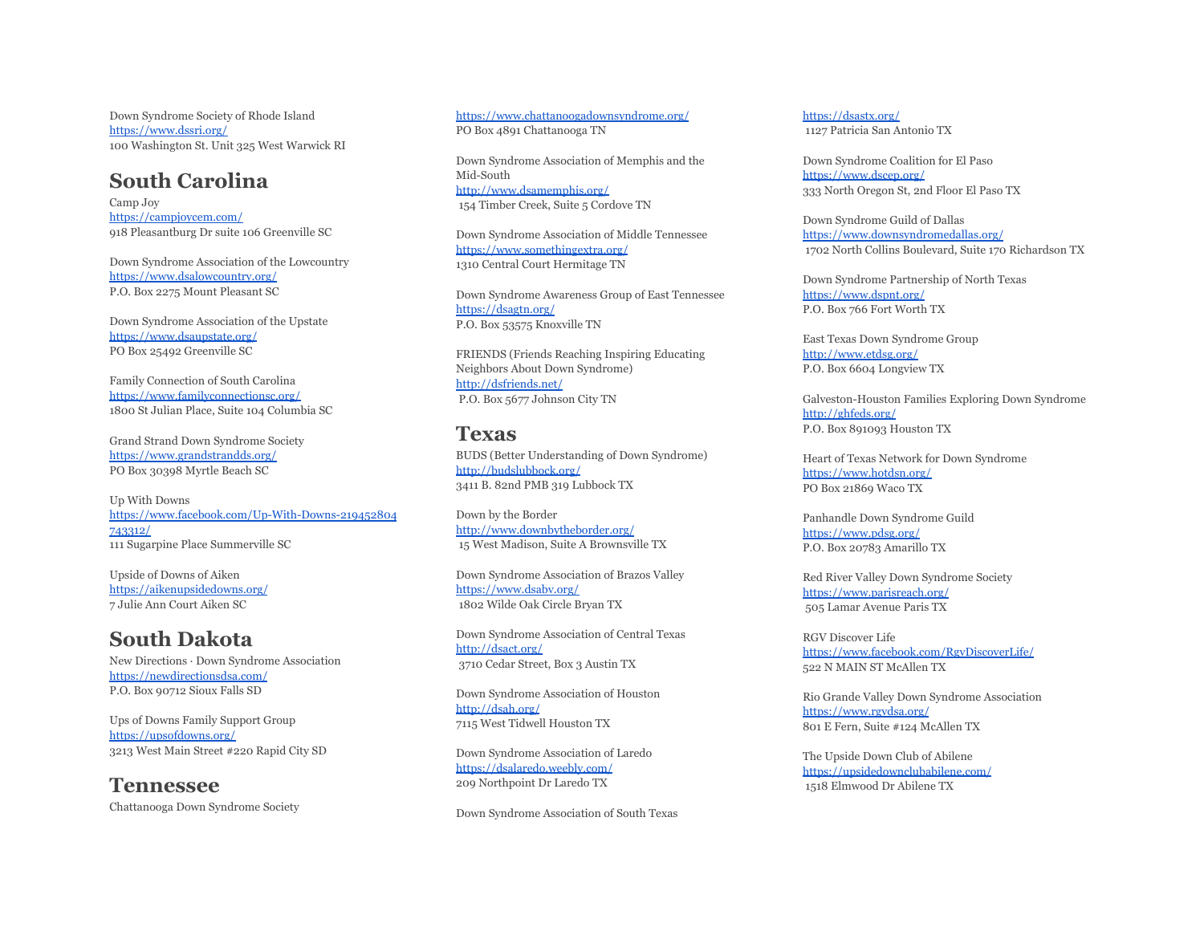Down Syndrome Society of Rhode Island
https://www.dssri.org/
100 Washington St. Unit 325 West Warwick RI

## South Carolina

Camp Joy
https://campjoycem.com/
918 Pleasantburg Dr suite 106 Greenville SC

Down Syndrome Association of the Lowcountry
https://www.dsalowcountry.org/
P.O. Box 2275 Mount Pleasant SC

Down Syndrome Association of the Upstate
https://www.dsaupstate.org/
PO Box 25492 Greenville SC

Family Connection of South Carolina
https://www.familyconnectionsc.org/
1800 St Julian Place, Suite 104 Columbia SC

Grand Strand Down Syndrome Society
https://www.grandstrandds.org/
PO Box 30398 Myrtle Beach SC

Up With Downs
https://www.facebook.com/Up-With-Downs-219452804743312/
111 Sugarpine Place Summerville SC

Upside of Downs of Aiken
https://aikenupsidedowns.org/
7 Julie Ann Court Aiken SC

## South Dakota

New Directions · Down Syndrome Association
https://newdirectionsdsa.com/
P.O. Box 90712 Sioux Falls SD

Ups of Downs Family Support Group
https://upsofdowns.org/
3213 West Main Street #220 Rapid City SD

## Tennessee

Chattanooga Down Syndrome Society
https://www.chattanoogadownsyndrome.org/
PO Box 4891 Chattanooga TN

Down Syndrome Association of Memphis and the Mid-South
http://www.dsamemphis.org/
154 Timber Creek, Suite 5 Cordove TN

Down Syndrome Association of Middle Tennessee
https://www.somethingextra.org/
1310 Central Court Hermitage TN

Down Syndrome Awareness Group of East Tennessee
https://dsagtn.org/
P.O. Box 53575 Knoxville TN

FRIENDS (Friends Reaching Inspiring Educating Neighbors About Down Syndrome)
http://dsfriends.net/
P.O. Box 5677 Johnson City TN

## Texas

BUDS (Better Understanding of Down Syndrome)
http://budslubbock.org/
3411 B. 82nd PMB 319 Lubbock TX

Down by the Border
http://www.downbytheborder.org/
15 West Madison, Suite A Brownsville TX

Down Syndrome Association of Brazos Valley
https://www.dsabv.org/
1802 Wilde Oak Circle Bryan TX

Down Syndrome Association of Central Texas
http://dsact.org/
3710 Cedar Street, Box 3 Austin TX

Down Syndrome Association of Houston
http://dsah.org/
7115 West Tidwell Houston TX

Down Syndrome Association of Laredo
https://dsalaredo.weebly.com/
209 Northpoint Dr Laredo TX

Down Syndrome Association of South Texas
https://dsastx.org/
1127 Patricia San Antonio TX

Down Syndrome Coalition for El Paso
https://www.dscep.org/
333 North Oregon St, 2nd Floor El Paso TX

Down Syndrome Guild of Dallas
https://www.downsyndromedallas.org/
1702 North Collins Boulevard, Suite 170 Richardson TX

Down Syndrome Partnership of North Texas
https://www.dspnt.org/
P.O. Box 766 Fort Worth TX

East Texas Down Syndrome Group
http://www.etdsg.org/
P.O. Box 6604 Longview TX

Galveston-Houston Families Exploring Down Syndrome
http://ghfeds.org/
P.O. Box 891093 Houston TX

Heart of Texas Network for Down Syndrome
https://www.hotdsn.org/
PO Box 21869 Waco TX

Panhandle Down Syndrome Guild
https://www.pdsg.org/
P.O. Box 20783 Amarillo TX

Red River Valley Down Syndrome Society
https://www.parisreach.org/
505 Lamar Avenue Paris TX

RGV Discover Life
https://www.facebook.com/RgvDiscoverLife/
522 N MAIN ST McAllen TX

Rio Grande Valley Down Syndrome Association
https://www.rgvdsa.org/
801 E Fern, Suite #124 McAllen TX

The Upside Down Club of Abilene
https://upsidedownclubabilene.com/
1518 Elmwood Dr Abilene TX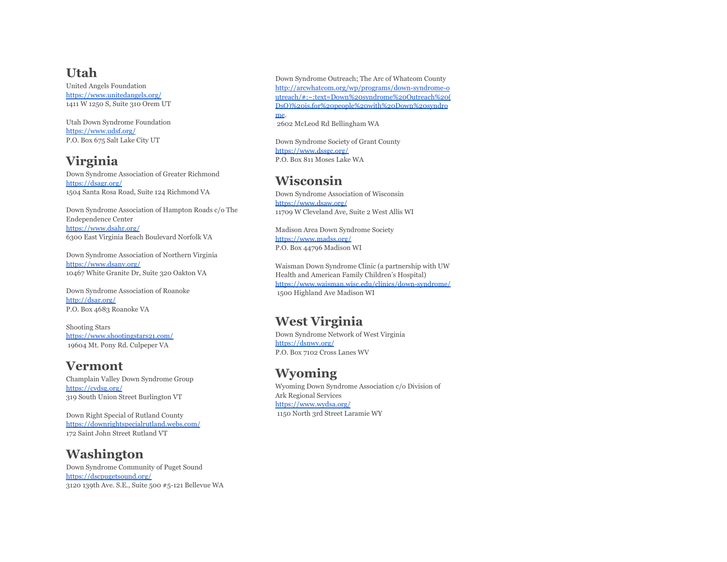## Utah

United Angels Foundation
https://www.unitedangels.org/
1411 W 1250 S, Suite 310 Orem UT

Utah Down Syndrome Foundation
https://www.udsf.org/
P.O. Box 675 Salt Lake City UT

## Virginia

Down Syndrome Association of Greater Richmond
https://dsagr.org/
1504 Santa Rosa Road, Suite 124 Richmond VA

Down Syndrome Association of Hampton Roads c/o The Endependence Center
https://www.dsahr.org/
6300 East Virginia Beach Boulevard Norfolk VA

Down Syndrome Association of Northern Virginia
https://www.dsanv.org/
10467 White Granite Dr, Suite 320 Oakton VA

Down Syndrome Association of Roanoke
http://dsar.org/
P.O. Box 4683 Roanoke VA

Shooting Stars
https://www.shootingstars21.com/
19604 Mt. Pony Rd. Culpeper VA

## Vermont

Champlain Valley Down Syndrome Group
https://cvdsg.org/
319 South Union Street Burlington VT

Down Right Special of Rutland County
https://downrightspecialrutland.webs.com/
172 Saint John Street Rutland VT

## Washington

Down Syndrome Community of Puget Sound
https://dscpugetsound.org/
3120 139th Ave. S.E., Suite 500 #5-121 Bellevue WA

Down Syndrome Outreach; The Arc of Whatcom County
http://arcwhatcom.org/wp/programs/down-syndrome-outreach/#:~:text=Down%20syndrome%20Outreach%20(DsO)%20is,for%20people%20with%20Down%20syndrome.
2602 McLeod Rd Bellingham WA

Down Syndrome Society of Grant County
https://www.dssgc.org/
P.O. Box 811 Moses Lake WA

## Wisconsin

Down Syndrome Association of Wisconsin
https://www.dsaw.org/
11709 W Cleveland Ave, Suite 2 West Allis WI

Madison Area Down Syndrome Society
https://www.madss.org/
P.O. Box 44796 Madison WI

Waisman Down Syndrome Clinic (a partnership with UW Health and American Family Children's Hospital)
https://www.waisman.wisc.edu/clinics/down-syndrome/
1500 Highland Ave Madison WI

## West Virginia

Down Syndrome Network of West Virginia
https://dsnwv.org/
P.O. Box 7102 Cross Lanes WV

## Wyoming

Wyoming Down Syndrome Association c/o Division of Ark Regional Services
https://www.wydsa.org/
1150 North 3rd Street Laramie WY